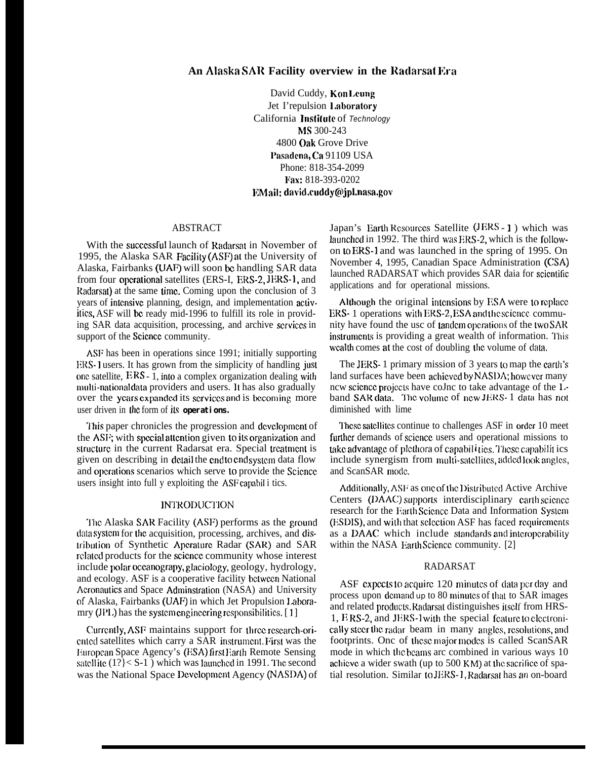# An Alaska SAR Facility overview in the Radarsat Era

David Cuddy, Kon Leung
Jet I'repulsion Laboratory
California Institute of Technology
MS 300-243
4800 Oak Grove Drive
Pasadena, Ca 91109 USA
Phone: 818-354-2099
Fax: 818-393-0202
EMail: david.cuddy@jpl.nasa.gov

## ABSTRACT

With the successful launch of Radarsat in November of 1995, the Alaska SAR Facility (ASF) at the University of Alaska, Fairbanks (UAF) will soon be handling SAR data from four operational satellites (ERS-I, ERS-2, JERS-1, and Radarsat) at the same time. Coming upon the conclusion of 3 years of intensive planning, design, and implementation activities, ASF will be ready mid-1996 to fulfill its role in providing SAR data acquisition, processing, and archive services in support of the Science community.

ASF has been in operations since 1991; initially supporting ERS-1 users. It has grown from the simplicity of handling just one satellite, ERS - 1, into a complex organization dealing with multi-national data providers and users. It has also gradually over the years expanded its services and is becoming more user driven in the form of its **operations.**

This paper chronicles the progression and development of the ASF; with special attention given to its organization and structure in the current Radarsat era. Special treatment is given on describing in detail the end to end system data flow and operations scenarios which serve to provide the Science users insight into full y exploiting the ASF capabil i tics.

## INTRODUCTION

The Alaska SAR Facility (ASF) performs as the ground data system for the acquisition, processing, archives, and distribution of Synthetic Aperature Radar (SAR) and SAR related products for the science community whose interest include polar oceanograpy, glaciology, geology, hydrology, and ecology. ASF is a cooperative facility between National Aeronautics and Space Adminstration (NASA) and University of Alaska, Fairbanks (UAF) in which Jet Propulsion Laboramry (JPL) has the system engineering responsibilities. [1]

Currently, ASF maintains support for three research-oriented satellites which carry a SAR instrument. First was the European Space Agency's (ESA) first Earth Remote Sensing satellite (1?}< S-1 ) which was launched in 1991. The second was the National Space Development Agency (NASDA) of Japan's Earth Resources Satellite (JERS - 1 ) which was launched in 1992. The third was ERS-2, which is the follow-on to ERS-1 and was launched in the spring of 1995. On November 4, 1995, Canadian Space Administration (CSA) launched RADARSAT which provides SAR daia for scientific applications and for operational missions.

Although the original intensions by ESA were to replace ERS- 1 operations with ERS-2, ESA and the science community have found the usc of tandem operations of the two SAR instruments is providing a great wealth of information. This wealth comes at the cost of doubling the volume of data.

The JERS- 1 primary mission of 3 years to map the earth's land surfaces have been achieved by NASDA; however many new science projects have coJnc to take advantage of the L-band SAR data. The volume of new JERS- 1 data has not diminished with lime

These satellites continue to challenges ASF in order 10 meet further demands of science users and operational missions to take advantage of plethora of capabili ties. These capabilit ics include synergism from multi-satellites, added look angles, and ScanSAR mode.

Additionally, ASF as one of the Distributed Active Archive Centers (DAAC) supports interdisciplinary earth science research for the Earth Science Data and Information System (ESDIS), and with that selection ASF has faced requirements as a DAAC which include standards and interoperability within the NASA Earth Science community. [2]

## RADARSAT

ASF expects to acquire 120 minutes of data per day and process upon demand up to 80 minutes of that to SAR images and related products. Radarsat distinguishes itself from HRS-1, ERS-2, and JERS-1 with the special feature to electronically steer the radar beam in many angles, resolutions, and footprints. Onc of these major modes is called ScanSAR mode in which the beams arc combined in various ways 10 achieve a wider swath (up to 500 KM) at the sacrifice of spatial resolution. Similar to JERS-1, Radarsat has an on-board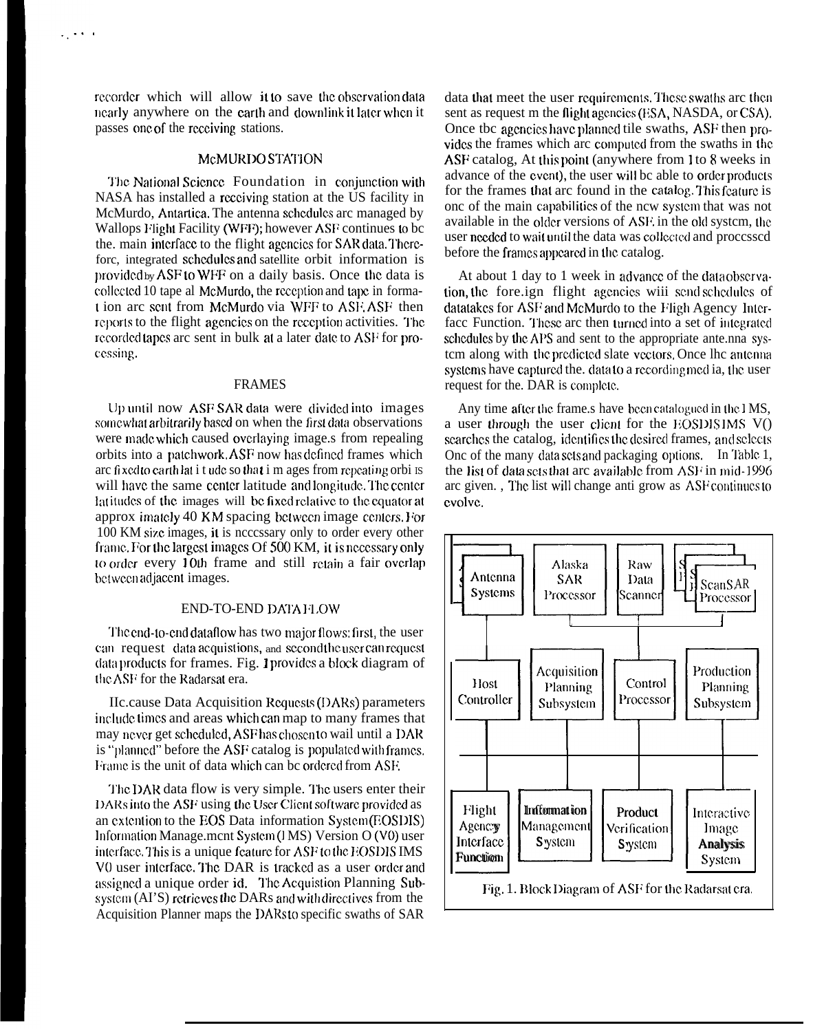recorder which will allow it to save the observation data nearly anywhere on the earth and downlink it later when it passes one of the receiving stations.

## McMURDO STATION

The National Science Foundation in conjunction with NASA has installed a receiving station at the US facility in McMurdo, Antartica. The antenna schedules arc managed by Wallops Flight Facility (WFF); however ASF continues to bc the. main interface to the flight agencies for SAR data. Therefore, integrated schedules and satellite orbit information is provided by ASF to WFF on a daily basis. Once the data is collected 10 tape al McMurdo, the reception and tape in formation arc sent from McMurdo via WFF to ASF. ASF then reports to the flight agencies on the reception activities. The recorded tapes arc sent in bulk at a later date to ASF for processing.

## FRAMES

Up until now ASF SAR data were divided into images somewhat arbitrarily based on when the first data observations were made which caused overlaying image.s from repealing orbits into a patchwork. ASF now has defined frames which arc fixed to earth lat i t ude so that i m ages from repeating orbi ts will have the same center latitude and longitude. The center latitudes of the images will bc fixed relative to the equator at approx imately 40 KM spacing between image centers. For 100 KM size images, it is necessary only to order every other frame. For the largest images Of 500 KM, it is necessary only to order every 10th frame and still retain a fair overlap between adjacent images.

## END-TO-END DATA FLOW

The end-to-end dataflow has two major flows: first, the user can request data acquistions, and second the user can request data products for frames. Fig. 1 provides a block diagram of the ASF for the Radarsat era.

IIc.cause Data Acquisition Requests (DARs) parameters include times and areas which can map to many frames that may never get scheduled, ASF has chosen to wail until a DAR is "planned" before the ASF catalog is populated with frames. Frame is the unit of data which can bc ordered from ASF.

The DAR data flow is very simple. The users enter their DARs into the ASF using the User Client software provided as an extention to the EOS Data information System (EOSDIS) Information Manage.mcnt System (IMS) Version O (V0) user interface. This is a unique feature for ASF to the EOSDIS IMS V0 user interface. The DAR is tracked as a user order and assigned a unique order id. The Acquistion Planning Subsystem (APS) retrieves the DARs and with directives from the Acquisition Planner maps the DARs to specific swaths of SAR data that meet the user requirements. These swaths arc then sent as request m the flight agencies (ESA, NASDA, or CSA). Once tbc agencies have planned tile swaths, ASF then provides the frames which arc computed from the swaths in the ASF catalog, At this point (anywhere from 1 to 8 weeks in advance of the event), the user will bc able to order products for the frames that arc found in the catalog. This feature is onc of the main capabilities of the new system that was not available in the older versions of ASF. in the old system, the user needed to wait until the data was collected and processed before the frames appeared in the catalog.

At about 1 day to 1 week in advance of the data observation, the fore.ign flight agencies wiii send schedules of datatakes for ASF and McMurdo to the Fligh Agency Interface Function. These arc then turned into a set of integrated schedules by the APS and sent to the appropriate ante.nna system along with the predicted slate vectors. Once lhc antenna systems have captured the. data to a recording med ia, the user request for the. DAR is complete.

Any time after the frame.s have been catalogued in the IMS, a user through the user client for the EOSDIS IMS V0 searches the catalog, identifies the desired frames, and selects Onc of the many data sets and packaging options. In Table 1, the list of data sets that arc available from ASF in mid-1996 arc given. , The list will change anti grow as ASF continues to evolve.

Antenna Systems | Alaska SAR Processor | Raw Data Scanner | ScanSAR Processor

Host Controller | Acquisition Planning Subsystem | Control Processor | Production Planning Subsystem

Flight Agency Interface Function | Information Management System | Product Verification System | Interactive Image Analysis System

Fig. 1. Block Diagram of ASF for the Radarsat era.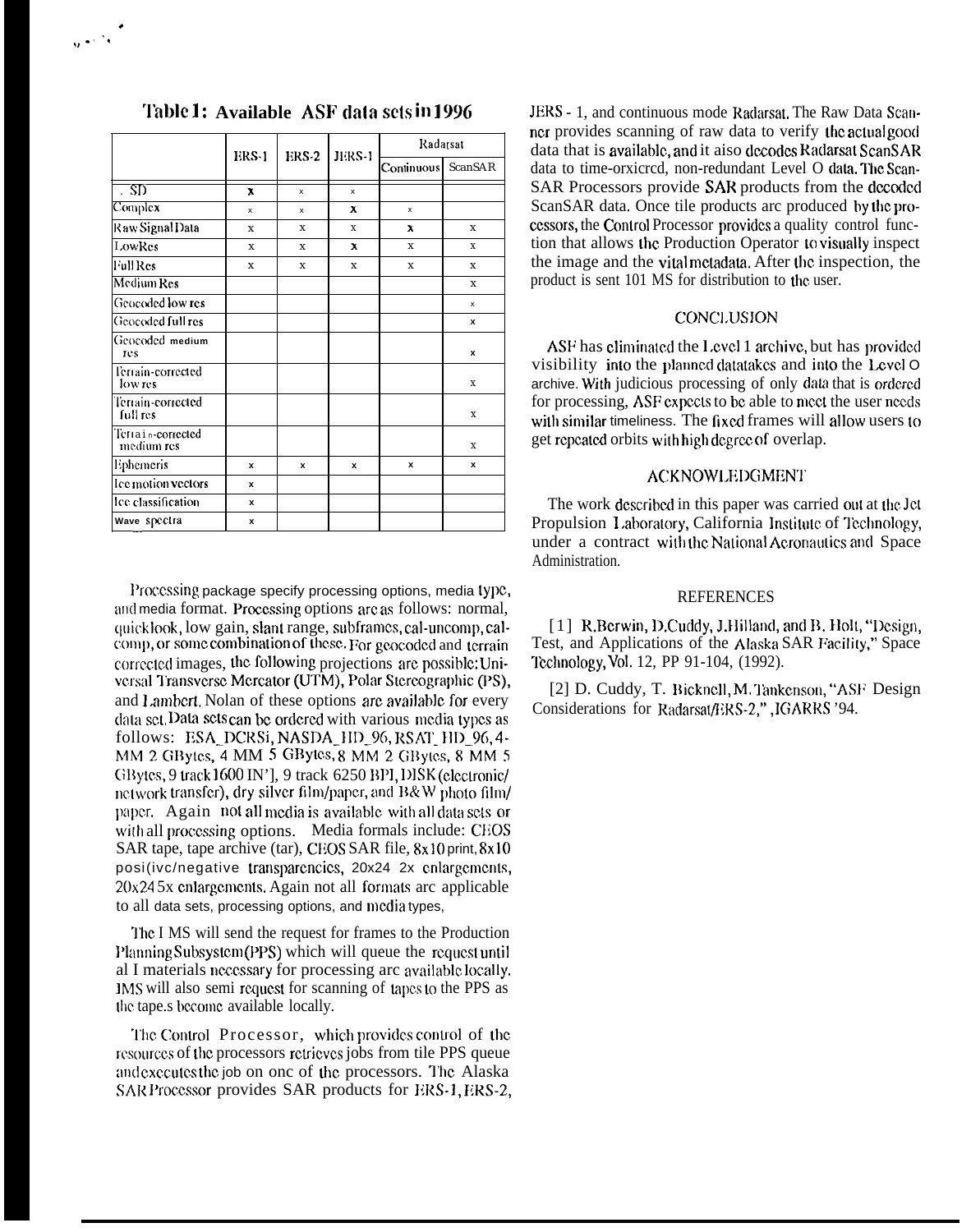Table 1: Available ASF data sets in 1996

| | ERS-1 | ERS-2 | JERS-1 | Radarsat | |
|---|---|---|---|---|---|
| | | | | Continuous | ScanSAR |
| . SD | x | x | x | | |
| Complex | x | x | x | x | |
| Raw Signal Data | x | x | x | x | x |
| LowRes | x | x | x | x | x |
| Full Res | x | x | x | x | x |
| Medium Res | | | | | x |
| Geocoded low res | | | | | x |
| Geocoded full res | | | | | x |
| Geocoded medium res | | | | | x |
| Terrain-corrected low res | | | | | x |
| Terrain-corrected full res | | | | | x |
| Terrain-corrected medium res | | | | | x |
| Ephemeris | x | x | x | x | x |
| Ice motion vectors | x | | | | |
| Ice classification | x | | | | |
| Wave spectra | x | | | | |

Processing package specify processing options, media type, and media format. Processing options are as follows: normal, quicklook, low gain, slant range, subframes, cal-uncomp, cal-comp, or some combination of these. For geocoded and terrain corrected images, the following projections are possible: Universal Transverse Mercator (UTM), Polar Stereographic (PS), and Lambert. Nolan of these options are available for every data set. Data sets can be ordered with various media types as follows: ESA_DCRSi, NASDA_HD_96, RSAT_HD_96, 4-MM 2 GBytes, 4 MM 5 GBytes, 8 MM 2 GBytes, 8 MM 5 GBytes, 9 track 1600 IN'], 9 track 6250 BPI, DISK (electronic/network transfer), dry silver film/paper, and B&W photo film/paper. Again not all media is available with all data sets or with all processing options. Media formats include: CEOS SAR tape, tape archive (tar), CEOS SAR file, 8x10 print, 8x10 posi(ive/negative transparencies, 20x24 2x enlargements, 20x24 5x enlargements. Again not all formats are applicable to all data sets, processing options, and media types,

The IMS will send the request for frames to the Production Planning Subsystem (PPS) which will queue the request until al I materials necessary for processing are available locally. IMS will also semi request for scanning of tapes to the PPS as the tape.s become available locally.

The Control Processor, which provides control of the resources of the processors retrieves jobs from tile PPS queue and executes the job on one of the processors. The Alaska SAR Processor provides SAR products for ERS-1, ERS-2, JERS - 1, and continuous mode Radarsat. The Raw Data Scanner provides scanning of raw data to verify the actual good data that is available, and it aiso decodes Radarsat ScanSAR data to time-orxicrcd, non-redundant Level O data. The ScanSAR Processors provide SAR products from the decoded ScanSAR data. Once tile products are produced by the processors, the Control Processor provides a quality control function that allows the Production Operator to visually inspect the image and the vital metadata. After the inspection, the product is sent 101 MS for distribution to the user.

## CONCLUSION

ASF has eliminated the Level 1 archive, but has provided visibility into the planned datatakes and into the Level O archive. With judicious processing of only data that is ordered for processing, ASF expects to be able to meet the user needs with similar timeliness. The fixed frames will allow users to get repeated orbits with high degree of overlap.

## ACKNOWLEDGMENT

The work described in this paper was carried out at the Jet Propulsion Laboratory, California Institute of Technology, under a contract with the National Aeronautics and Space Administration.

## REFERENCES

[1] R.Berwin, D.Cuddy, J.Hilland, and B. Holt, "Design, Test, and Applications of the Alaska SAR Facility," Space Technology, Vol. 12, PP 91-104, (1992).

[2] D. Cuddy, T. Bicknell, M. Tankenson, "ASF Design Considerations for Radarsat/ERS-2," ,IGARRS '94.